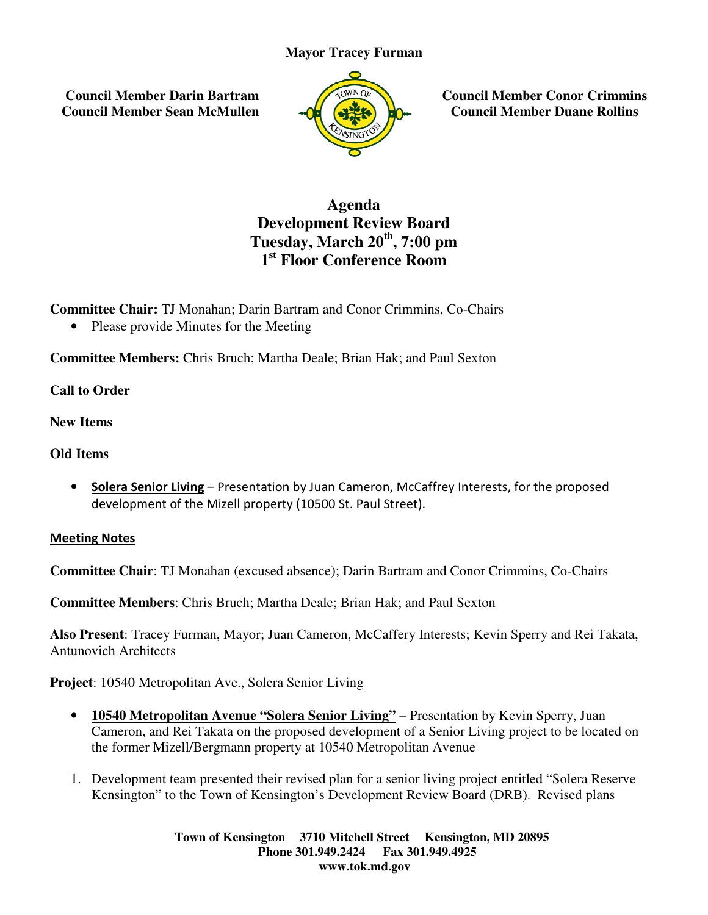**Mayor Tracey Furman**

**Council Member Darin Bartram**
**Council Member Sean McMullen**

**Council Member Conor Crimmins**
**Council Member Duane Rollins**

# Agenda
# Development Review Board
# Tuesday, March 20th, 7:00 pm
# 1st Floor Conference Room

**Committee Chair:** TJ Monahan; Darin Bartram and Conor Crimmins, Co-Chairs

- Please provide Minutes for the Meeting

**Committee Members:** Chris Bruch; Martha Deale; Brian Hak; and Paul Sexton

**Call to Order**

**New Items**

**Old Items**

- **Solera Senior Living** – Presentation by Juan Cameron, McCaffrey Interests, for the proposed development of the Mizell property (10500 St. Paul Street).

**Meeting Notes**

**Committee Chair**: TJ Monahan (excused absence); Darin Bartram and Conor Crimmins, Co-Chairs

**Committee Members**: Chris Bruch; Martha Deale; Brian Hak; and Paul Sexton

**Also Present**: Tracey Furman, Mayor; Juan Cameron, McCaffery Interests; Kevin Sperry and Rei Takata, Antunovich Architects

**Project**: 10540 Metropolitan Ave., Solera Senior Living

- **10540 Metropolitan Avenue "Solera Senior Living"** – Presentation by Kevin Sperry, Juan Cameron, and Rei Takata on the proposed development of a Senior Living project to be located on the former Mizell/Bergmann property at 10540 Metropolitan Avenue

1. Development team presented their revised plan for a senior living project entitled "Solera Reserve Kensington" to the Town of Kensington's Development Review Board (DRB). Revised plans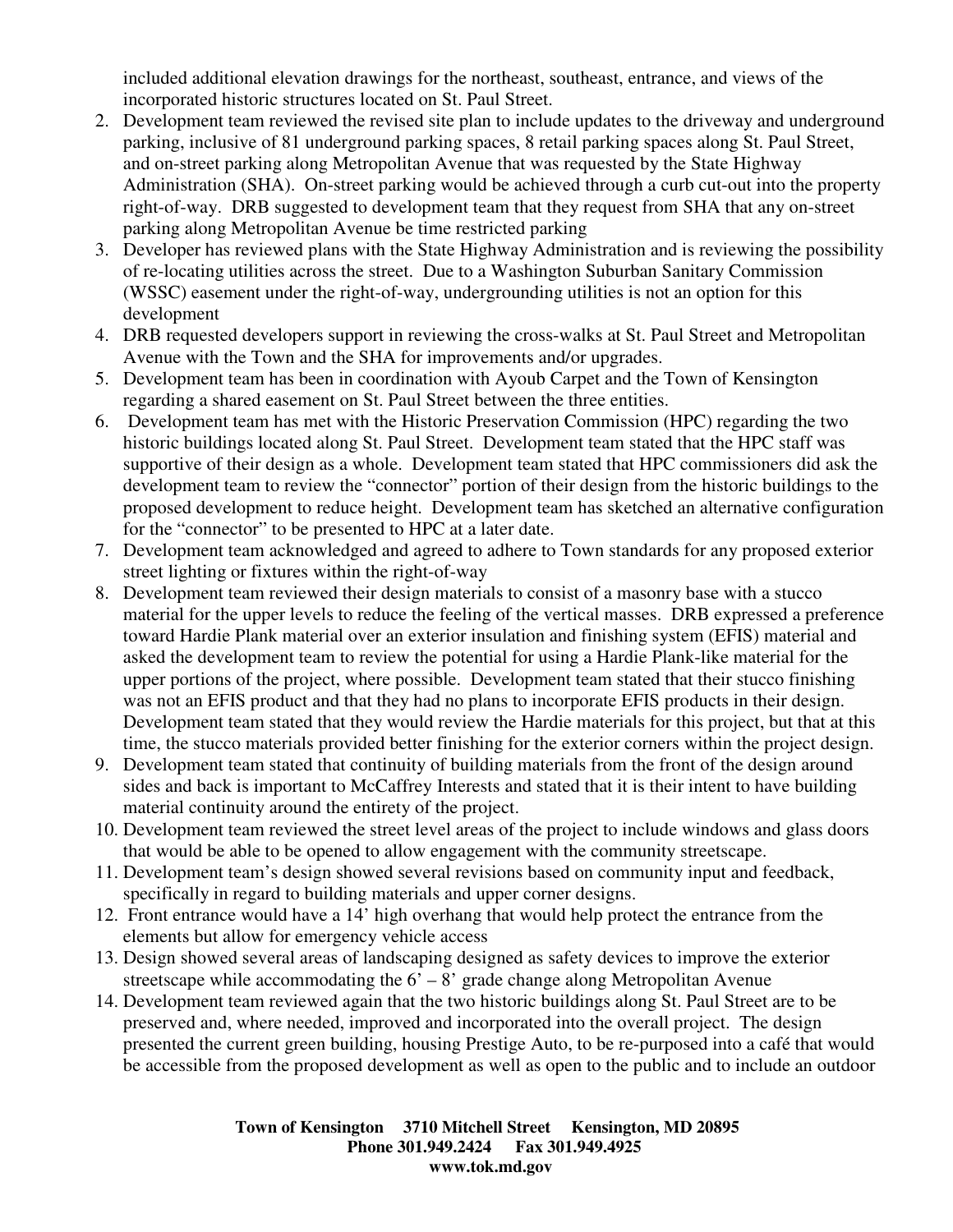included additional elevation drawings for the northeast, southeast, entrance, and views of the incorporated historic structures located on St. Paul Street.

2. Development team reviewed the revised site plan to include updates to the driveway and underground parking, inclusive of 81 underground parking spaces, 8 retail parking spaces along St. Paul Street, and on-street parking along Metropolitan Avenue that was requested by the State Highway Administration (SHA). On-street parking would be achieved through a curb cut-out into the property right-of-way. DRB suggested to development team that they request from SHA that any on-street parking along Metropolitan Avenue be time restricted parking
3. Developer has reviewed plans with the State Highway Administration and is reviewing the possibility of re-locating utilities across the street. Due to a Washington Suburban Sanitary Commission (WSSC) easement under the right-of-way, undergrounding utilities is not an option for this development
4. DRB requested developers support in reviewing the cross-walks at St. Paul Street and Metropolitan Avenue with the Town and the SHA for improvements and/or upgrades.
5. Development team has been in coordination with Ayoub Carpet and the Town of Kensington regarding a shared easement on St. Paul Street between the three entities.
6. Development team has met with the Historic Preservation Commission (HPC) regarding the two historic buildings located along St. Paul Street. Development team stated that the HPC staff was supportive of their design as a whole. Development team stated that HPC commissioners did ask the development team to review the "connector" portion of their design from the historic buildings to the proposed development to reduce height. Development team has sketched an alternative configuration for the "connector" to be presented to HPC at a later date.
7. Development team acknowledged and agreed to adhere to Town standards for any proposed exterior street lighting or fixtures within the right-of-way
8. Development team reviewed their design materials to consist of a masonry base with a stucco material for the upper levels to reduce the feeling of the vertical masses. DRB expressed a preference toward Hardie Plank material over an exterior insulation and finishing system (EFIS) material and asked the development team to review the potential for using a Hardie Plank-like material for the upper portions of the project, where possible. Development team stated that their stucco finishing was not an EFIS product and that they had no plans to incorporate EFIS products in their design. Development team stated that they would review the Hardie materials for this project, but that at this time, the stucco materials provided better finishing for the exterior corners within the project design.
9. Development team stated that continuity of building materials from the front of the design around sides and back is important to McCaffrey Interests and stated that it is their intent to have building material continuity around the entirety of the project.
10. Development team reviewed the street level areas of the project to include windows and glass doors that would be able to be opened to allow engagement with the community streetscape.
11. Development team's design showed several revisions based on community input and feedback, specifically in regard to building materials and upper corner designs.
12. Front entrance would have a 14' high overhang that would help protect the entrance from the elements but allow for emergency vehicle access
13. Design showed several areas of landscaping designed as safety devices to improve the exterior streetscape while accommodating the 6' – 8' grade change along Metropolitan Avenue
14. Development team reviewed again that the two historic buildings along St. Paul Street are to be preserved and, where needed, improved and incorporated into the overall project. The design presented the current green building, housing Prestige Auto, to be re-purposed into a café that would be accessible from the proposed development as well as open to the public and to include an outdoor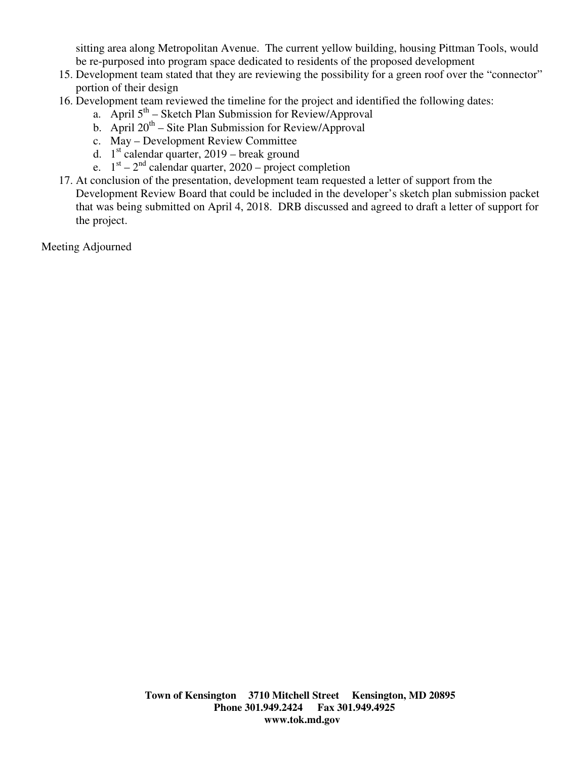sitting area along Metropolitan Avenue. The current yellow building, housing Pittman Tools, would be re-purposed into program space dedicated to residents of the proposed development

15. Development team stated that they are reviewing the possibility for a green roof over the "connector" portion of their design
16. Development team reviewed the timeline for the project and identified the following dates:
    a. April 5th – Sketch Plan Submission for Review/Approval
    b. April 20th – Site Plan Submission for Review/Approval
    c. May – Development Review Committee
    d. 1st calendar quarter, 2019 – break ground
    e. 1st – 2nd calendar quarter, 2020 – project completion
17. At conclusion of the presentation, development team requested a letter of support from the Development Review Board that could be included in the developer's sketch plan submission packet that was being submitted on April 4, 2018. DRB discussed and agreed to draft a letter of support for the project.

Meeting Adjourned

**Town of Kensington 3710 Mitchell Street Kensington, MD 20895**
**Phone 301.949.2424 Fax 301.949.4925**
**www.tok.md.gov**